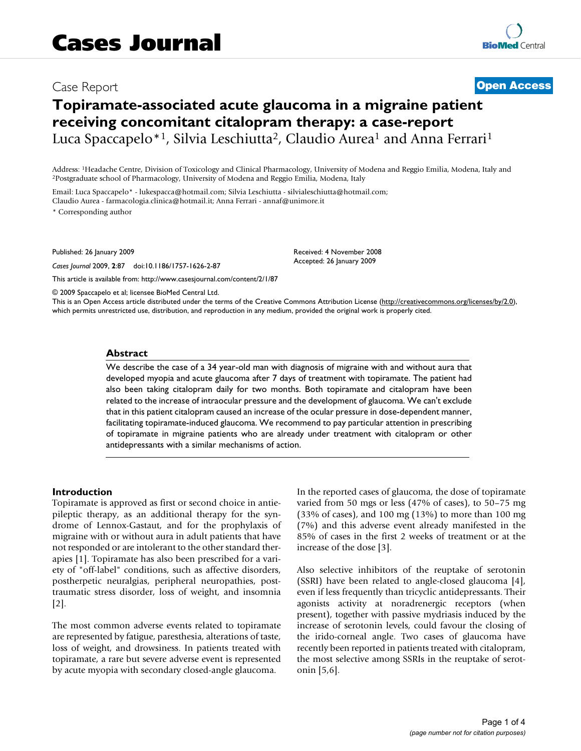Cases Journal

Case Report

**Open Access**

# Topiramate-associated acute glaucoma in a migraine patient receiving concomitant citalopram therapy: a case-report

Luca Spaccapelo*[1], Silvia Leschiutta[2], Claudio Aurea[1] and Anna Ferrari[1]

Address: [1]Headache Centre, Division of Toxicology and Clinical Pharmacology, University of Modena and Reggio Emilia, Modena, Italy and [2]Postgraduate school of Pharmacology, University of Modena and Reggio Emilia, Modena, Italy

Email: Luca Spaccapelo* - lukespacca@hotmail.com; Silvia Leschiutta - silvialeschiutta@hotmail.com; Claudio Aurea - farmacologia.clinica@hotmail.it; Anna Ferrari - annaf@unimore.it

* Corresponding author

Published: 26 January 2009

*Cases Journal* 2009, **2**:87 doi:10.1186/1757-1626-2-87

Received: 4 November 2008
Accepted: 26 January 2009

This article is available from: http://www.casesjournal.com/content/2/1/87

© 2009 Spaccapelo et al; licensee BioMed Central Ltd.
This is an Open Access article distributed under the terms of the Creative Commons Attribution License (http://creativecommons.org/licenses/by/2.0), which permits unrestricted use, distribution, and reproduction in any medium, provided the original work is properly cited.

## Abstract

We describe the case of a 34 year-old man with diagnosis of migraine with and without aura that developed myopia and acute glaucoma after 7 days of treatment with topiramate. The patient had also been taking citalopram daily for two months. Both topiramate and citalopram have been related to the increase of intraocular pressure and the development of glaucoma. We can't exclude that in this patient citalopram caused an increase of the ocular pressure in dose-dependent manner, facilitating topiramate-induced glaucoma. We recommend to pay particular attention in prescribing of topiramate in migraine patients who are already under treatment with citalopram or other antidepressants with a similar mechanisms of action.

## Introduction

Topiramate is approved as first or second choice in antiepileptic therapy, as an additional therapy for the syndrome of Lennox-Gastaut, and for the prophylaxis of migraine with or without aura in adult patients that have not responded or are intolerant to the other standard therapies [1]. Topiramate has also been prescribed for a variety of "off-label" conditions, such as affective disorders, postherpetic neuralgias, peripheral neuropathies, posttraumatic stress disorder, loss of weight, and insomnia [2].

The most common adverse events related to topiramate are represented by fatigue, paresthesia, alterations of taste, loss of weight, and drowsiness. In patients treated with topiramate, a rare but severe adverse event is represented by acute myopia with secondary closed-angle glaucoma.

In the reported cases of glaucoma, the dose of topiramate varied from 50 mgs or less (47% of cases), to 50–75 mg (33% of cases), and 100 mg (13%) to more than 100 mg (7%) and this adverse event already manifested in the 85% of cases in the first 2 weeks of treatment or at the increase of the dose [3].

Also selective inhibitors of the reuptake of serotonin (SSRI) have been related to angle-closed glaucoma [4], even if less frequently than tricyclic antidepressants. Their agonists activity at noradrenergic receptors (when present), together with passive mydriasis induced by the increase of serotonin levels, could favour the closing of the irido-corneal angle. Two cases of glaucoma have recently been reported in patients treated with citalopram, the most selective among SSRIs in the reuptake of serotonin [5,6].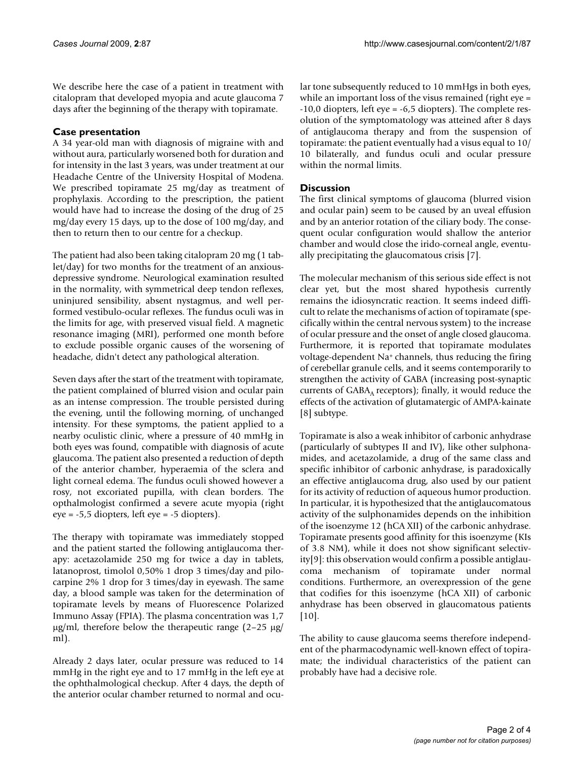We describe here the case of a patient in treatment with citalopram that developed myopia and acute glaucoma 7 days after the beginning of the therapy with topiramate.

## Case presentation

A 34 year-old man with diagnosis of migraine with and without aura, particularly worsened both for duration and for intensity in the last 3 years, was under treatment at our Headache Centre of the University Hospital of Modena. We prescribed topiramate 25 mg/day as treatment of prophylaxis. According to the prescription, the patient would have had to increase the dosing of the drug of 25 mg/day every 15 days, up to the dose of 100 mg/day, and then to return then to our centre for a checkup.

The patient had also been taking citalopram 20 mg (1 tablet/day) for two months for the treatment of an anxious-depressive syndrome. Neurological examination resulted in the normality, with symmetrical deep tendon reflexes, uninjured sensibility, absent nystagmus, and well performed vestibulo-ocular reflexes. The fundus oculi was in the limits for age, with preserved visual field. A magnetic resonance imaging (MRI), performed one month before to exclude possible organic causes of the worsening of headache, didn't detect any pathological alteration.

Seven days after the start of the treatment with topiramate, the patient complained of blurred vision and ocular pain as an intense compression. The trouble persisted during the evening, until the following morning, of unchanged intensity. For these symptoms, the patient applied to a nearby oculistic clinic, where a pressure of 40 mmHg in both eyes was found, compatible with diagnosis of acute glaucoma. The patient also presented a reduction of depth of the anterior chamber, hyperaemia of the sclera and light corneal edema. The fundus oculi showed however a rosy, not excoriated pupilla, with clean borders. The opthalmologist confirmed a severe acute myopia (right eye = -5,5 diopters, left eye = -5 diopters).

The therapy with topiramate was immediately stopped and the patient started the following antiglaucoma therapy: acetazolamide 250 mg for twice a day in tablets, latanoprost, timolol 0,50% 1 drop 3 times/day and pilocarpine 2% 1 drop for 3 times/day in eyewash. The same day, a blood sample was taken for the determination of topiramate levels by means of Fluorescence Polarized Immuno Assay (FPIA). The plasma concentration was 1,7 μg/ml, therefore below the therapeutic range (2–25 μg/ml).

Already 2 days later, ocular pressure was reduced to 14 mmHg in the right eye and to 17 mmHg in the left eye at the ophthalmological checkup. After 4 days, the depth of the anterior ocular chamber returned to normal and ocular tone subsequently reduced to 10 mmHgs in both eyes, while an important loss of the visus remained (right eye = -10,0 diopters, left eye = -6,5 diopters). The complete resolution of the symptomatology was atteined after 8 days of antiglaucoma therapy and from the suspension of topiramate: the patient eventually had a visus equal to 10/10 bilaterally, and fundus oculi and ocular pressure within the normal limits.

## Discussion

The first clinical symptoms of glaucoma (blurred vision and ocular pain) seem to be caused by an uveal effusion and by an anterior rotation of the ciliary body. The consequent ocular configuration would shallow the anterior chamber and would close the irido-corneal angle, eventually precipitating the glaucomatous crisis [7].

The molecular mechanism of this serious side effect is not clear yet, but the most shared hypothesis currently remains the idiosyncratic reaction. It seems indeed difficult to relate the mechanisms of action of topiramate (specifically within the central nervous system) to the increase of ocular pressure and the onset of angle closed glaucoma. Furthermore, it is reported that topiramate modulates voltage-dependent $Na^+$ channels, thus reducing the firing of cerebellar granule cells, and it seems contemporarily to strengthen the activity of GABA (increasing post-synaptic currents of $GABA_A$ receptors); finally, it would reduce the effects of the activation of glutamatergic of AMPA-kainate [8] subtype.

Topiramate is also a weak inhibitor of carbonic anhydrase (particularly of subtypes II and IV), like other sulphonamides, and acetazolamide, a drug of the same class and specific inhibitor of carbonic anhydrase, is paradoxically an effective antiglaucoma drug, also used by our patient for its activity of reduction of aqueous humor production. In particular, it is hypothesized that the antiglaucomatous activity of the sulphonamides depends on the inhibition of the isoenzyme 12 (hCA XII) of the carbonic anhydrase. Topiramate presents good affinity for this isoenzyme (KIs of 3.8 NM), while it does not show significant selectivity[9]: this observation would confirm a possible antiglaucoma mechanism of topiramate under normal conditions. Furthermore, an overexpression of the gene that codifies for this isoenzyme (hCA XII) of carbonic anhydrase has been observed in glaucomatous patients [10].

The ability to cause glaucoma seems therefore independent of the pharmacodynamic well-known effect of topiramate; the individual characteristics of the patient can probably have had a decisive role.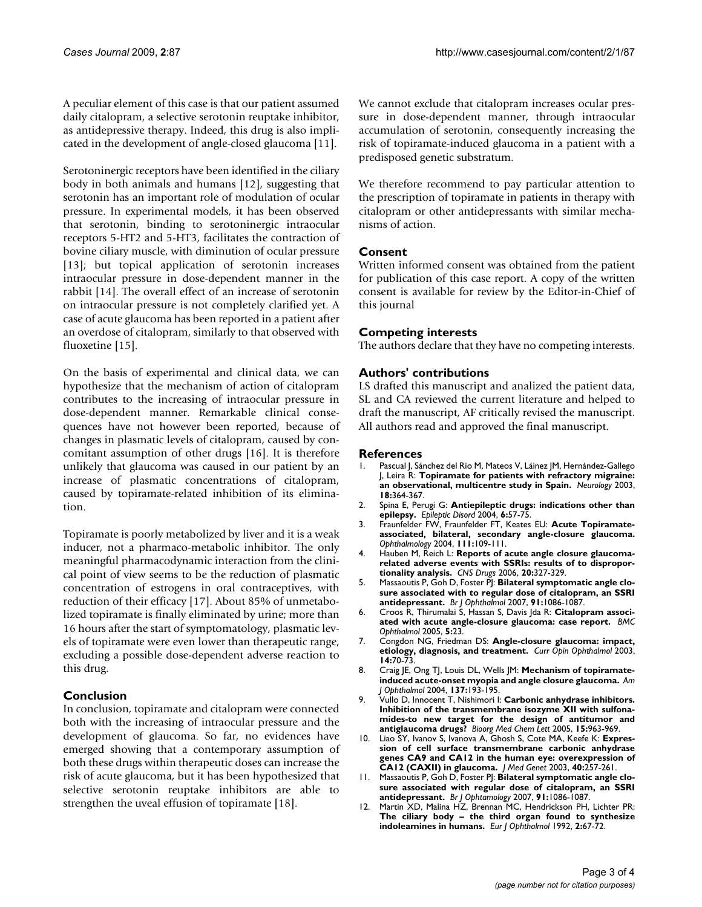A peculiar element of this case is that our patient assumed daily citalopram, a selective serotonin reuptake inhibitor, as antidepressive therapy. Indeed, this drug is also implicated in the development of angle-closed glaucoma [11].

Serotoninergic receptors have been identified in the ciliary body in both animals and humans [12], suggesting that serotonin has an important role of modulation of ocular pressure. In experimental models, it has been observed that serotonin, binding to serotoninergic intraocular receptors 5-HT2 and 5-HT3, facilitates the contraction of bovine ciliary muscle, with diminution of ocular pressure [13]; but topical application of serotonin increases intraocular pressure in dose-dependent manner in the rabbit [14]. The overall effect of an increase of serotonin on intraocular pressure is not completely clarified yet. A case of acute glaucoma has been reported in a patient after an overdose of citalopram, similarly to that observed with fluoxetine [15].

On the basis of experimental and clinical data, we can hypothesize that the mechanism of action of citalopram contributes to the increasing of intraocular pressure in dose-dependent manner. Remarkable clinical consequences have not however been reported, because of changes in plasmatic levels of citalopram, caused by concomitant assumption of other drugs [16]. It is therefore unlikely that glaucoma was caused in our patient by an increase of plasmatic concentrations of citalopram, caused by topiramate-related inhibition of its elimination.

Topiramate is poorly metabolized by liver and it is a weak inducer, not a pharmaco-metabolic inhibitor. The only meaningful pharmacodynamic interaction from the clinical point of view seems to be the reduction of plasmatic concentration of estrogens in oral contraceptives, with reduction of their efficacy [17]. About 85% of unmetabolized topiramate is finally eliminated by urine; more than 16 hours after the start of symptomatology, plasmatic levels of topiramate were even lower than therapeutic range, excluding a possible dose-dependent adverse reaction to this drug.

## Conclusion

In conclusion, topiramate and citalopram were connected both with the increasing of intraocular pressure and the development of glaucoma. So far, no evidences have emerged showing that a contemporary assumption of both these drugs within therapeutic doses can increase the risk of acute glaucoma, but it has been hypothesized that selective serotonin reuptake inhibitors are able to strengthen the uveal effusion of topiramate [18].

We cannot exclude that citalopram increases ocular pressure in dose-dependent manner, through intraocular accumulation of serotonin, consequently increasing the risk of topiramate-induced glaucoma in a patient with a predisposed genetic substratum.

We therefore recommend to pay particular attention to the prescription of topiramate in patients in therapy with citalopram or other antidepressants with similar mechanisms of action.

## Consent

Written informed consent was obtained from the patient for publication of this case report. A copy of the written consent is available for review by the Editor-in-Chief of this journal

## Competing interests

The authors declare that they have no competing interests.

## Authors' contributions

LS drafted this manuscript and analized the patient data, SL and CA reviewed the current literature and helped to draft the manuscript, AF critically revised the manuscript. All authors read and approved the final manuscript.

## References

1. Pascual J, Sánchez del Rio M, Mateos V, Láinez JM, Hernández-Gallego J, Leira R: **Topiramate for patients with refractory migraine: an observational, multicentre study in Spain.** *Neurology* 2003, **18:**364-367.
2. Spina E, Perugi G: **Antiepileptic drugs: indications other than epilepsy.** *Epileptic Disord* 2004, **6:**57-75.
3. Fraunfelder FW, Fraunfelder FT, Keates EU: **Acute Topiramate-associated, bilateral, secondary angle-closure glaucoma.** *Ophthalmology* 2004, **111:**109-111.
4. Hauben M, Reich L: **Reports of acute angle closure glaucoma-related adverse events with SSRIs: results of to disproportionality analysis.** *CNS Drugs* 2006, **20:**327-329.
5. Massaoutis P, Goh D, Foster PJ: **Bilateral symptomatic angle closure associated with to regular dose of citalopram, an SSRI antidepressant.** *Br J Ophthalmol* 2007, **91:**1086-1087.
6. Croos R, Thirumalai S, Hassan S, Davis Jda R: **Citalopram associated with acute angle-closure glaucoma: case report.** *BMC Ophthalmol* 2005, **5:**23.
7. Congdon NG, Friedman DS: **Angle-closure glaucoma: impact, etiology, diagnosis, and treatment.** *Curr Opin Ophthalmol* 2003, **14:**70-73.
8. Craig JE, Ong TJ, Louis DL, Wells JM: **Mechanism of topiramate-induced acute-onset myopia and angle closure glaucoma.** *Am J Ophthalmol* 2004, **137:**193-195.
9. Vullo D, Innocent T, Nishimori I: **Carbonic anhydrase inhibitors. Inhibition of the transmembrane isozyme XII with sulfonamides-to new target for the design of antitumor and antiglaucoma drugs?** *Bioorg Med Chem Lett* 2005, **15:**963-969.
10. Liao SY, Ivanov S, Ivanova A, Ghosh S, Cote MA, Keefe K: **Expression of cell surface transmembrane carbonic anhydrase genes CA9 and CA12 in the human eye: overexpression of CA12 (CAXII) in glaucoma.** *J Med Genet* 2003, **40:**257-261.
11. Massaoutis P, Goh D, Foster PJ: **Bilateral symptomatic angle closure associated with regular dose of citalopram, an SSRI antidepressant.** *Br J Ophtamology* 2007, **91:**1086-1087.
12. Martin XD, Malina HZ, Brennan MC, Hendrickson PH, Lichter PR: **The ciliary body – the third organ found to synthesize indoleamines in humans.** *Eur J Ophthalmol* 1992, **2:**67-72.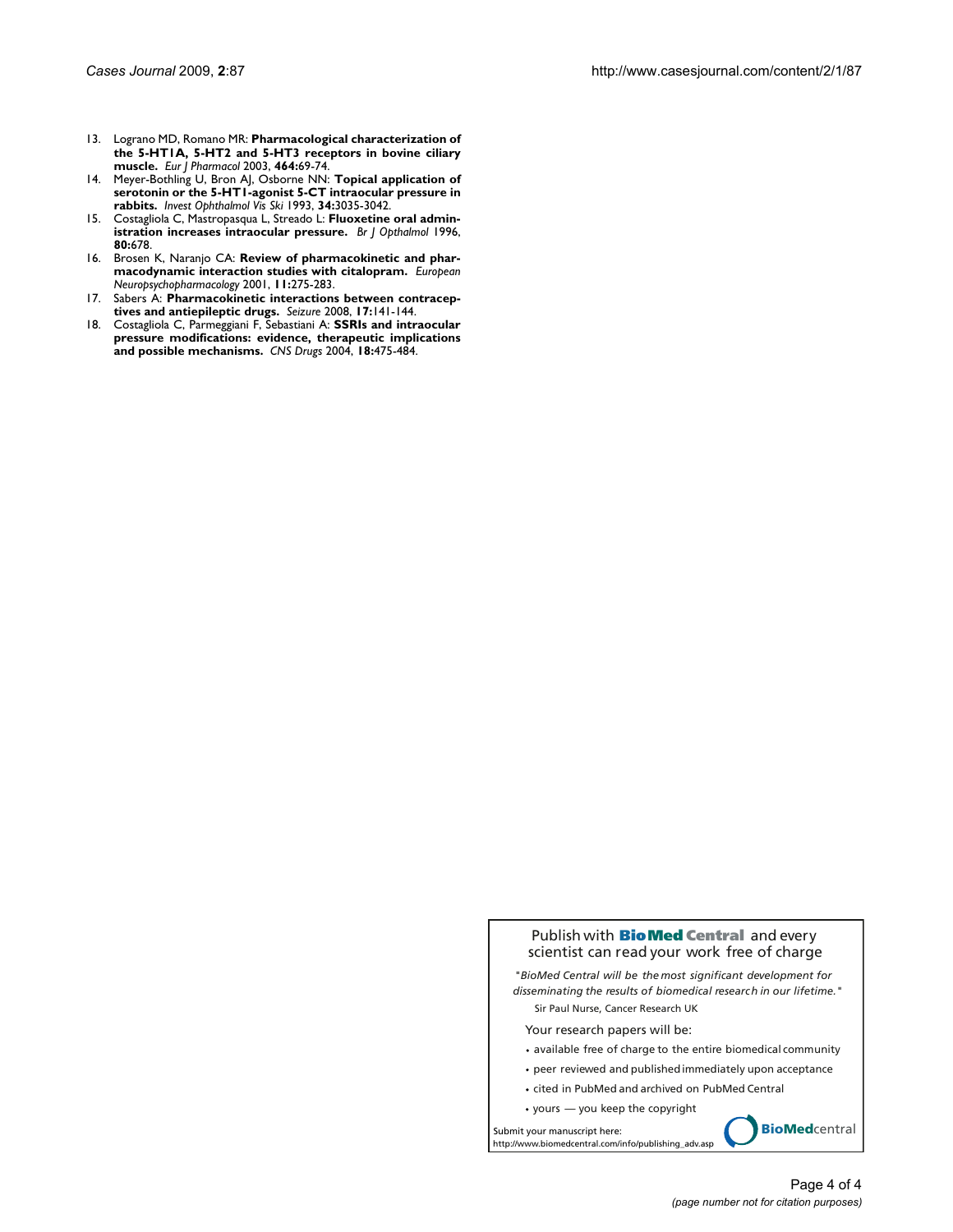13. Lograno MD, Romano MR: **Pharmacological characterization of the 5-HT1A, 5-HT2 and 5-HT3 receptors in bovine ciliary muscle.** *Eur J Pharmacol* 2003, **464:**69-74.
14. Meyer-Bothling U, Bron AJ, Osborne NN: **Topical application of serotonin or the 5-HT1-agonist 5-CT intraocular pressure in rabbits.** *Invest Ophthalmol Vis Ski* 1993, **34:**3035-3042.
15. Costagliola C, Mastropasqua L, Streado L: **Fluoxetine oral administration increases intraocular pressure.** *Br J Opthalmol* 1996, **80:**678.
16. Brosen K, Naranjo CA: **Review of pharmacokinetic and pharmacodynamic interaction studies with citalopram.** *European Neuropsychopharmacology* 2001, **11:**275-283.
17. Sabers A: **Pharmacokinetic interactions between contraceptives and antiepileptic drugs.** *Seizure* 2008, **17:**141-144.
18. Costagliola C, Parmeggiani F, Sebastiani A: **SSRIs and intraocular pressure modifications: evidence, therapeutic implications and possible mechanisms.** *CNS Drugs* 2004, **18:**475-484.

Publish with **BioMed Central** and every scientist can read your work free of charge

*"BioMed Central will be the most significant development for disseminating the results of biomedical research in our lifetime."*

Sir Paul Nurse, Cancer Research UK

Your research papers will be:

- available free of charge to the entire biomedical community
- peer reviewed and published immediately upon acceptance
- cited in PubMed and archived on PubMed Central
- yours — you keep the copyright

Submit your manuscript here:
http://www.biomedcentral.com/info/publishing_adv.asp

BioMedcentral